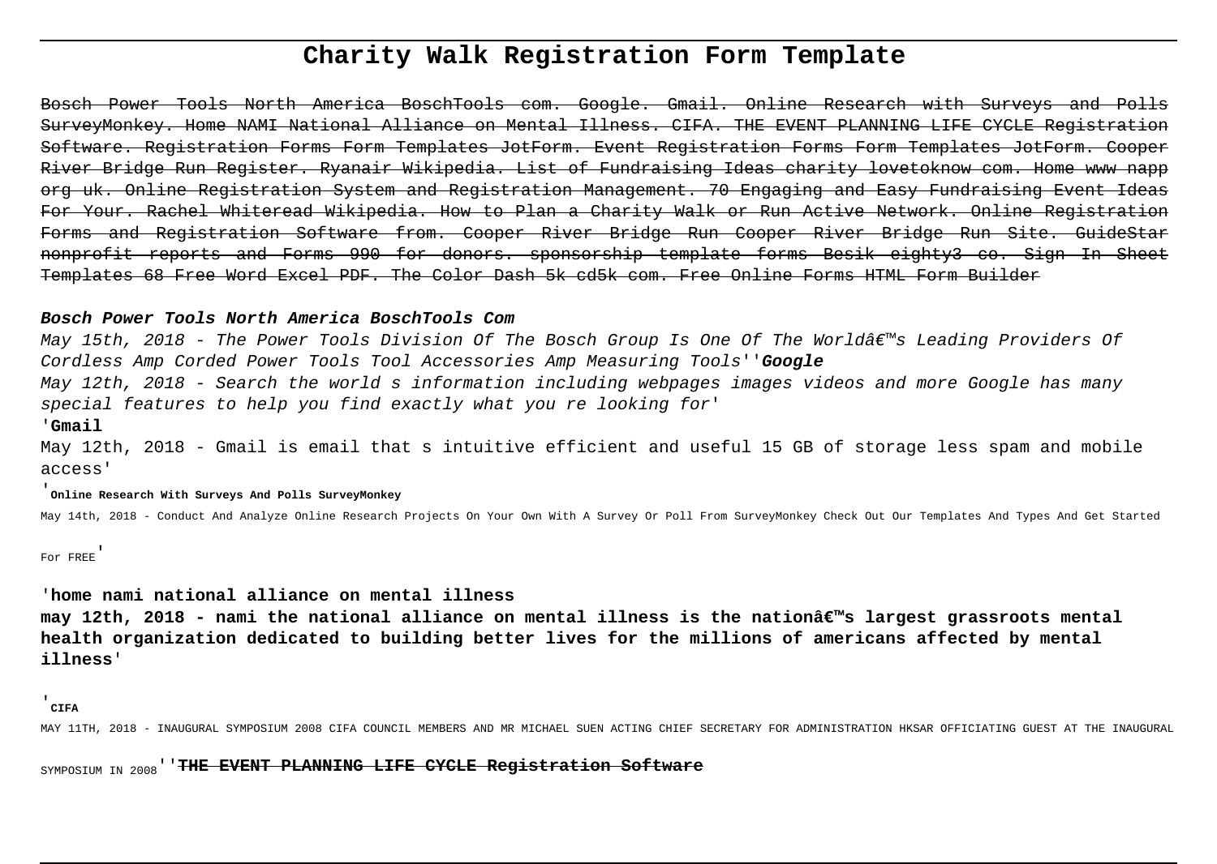# Charity Walk Registration Form Template

Bosch Power Tools North America BoschTools com. Google. Gmail. Online Research with Surveys and Polls SurveyMonkey. Home NAMI National Alliance on Mental Illness. CIFA. THE EVENT PLANNING LIFE CYCLE Registration Software. Registration Forms Form Templates JotForm. Event Registration Forms Form Templates JotForm. Cooper River Bridge Run Register. Ryanair Wikipedia. List of Fundraising Ideas charity lovetoknow com. Home www napp org uk. Online Registration System and Registration Management. 70 Engaging and Easy Fundraising Event Ideas For Your. Rachel Whiteread Wikipedia. How to Plan a Charity Walk or Run Active Network. Online Registration Forms and Registration Software from. Cooper River Bridge Run Cooper River Bridge Run Site. GuideStar nonprofit reports and Forms 990 for donors. sponsorship template forms Besik eighty3 co. Sign In Sheet Templates 68 Free Word Excel PDF. The Color Dash 5k cd5k com. Free Online Forms HTML Form Builder

**Bosch Power Tools North America BoschTools Com**

*May 15th, 2018 - The Power Tools Division Of The Bosch Group Is One Of The Worldâ€™s Leading Providers Of Cordless Amp Corded Power Tools Tool Accessories Amp Measuring Tools*''**Google**

May 12th, 2018 - Search the world s information including webpages images videos and more Google has many special features to help you find exactly what you re looking for'

'**Gmail**

May 12th, 2018 - Gmail is email that s intuitive efficient and useful 15 GB of storage less spam and mobile access'

'**Online Research With Surveys And Polls SurveyMonkey**

May 14th, 2018 - Conduct And Analyze Online Research Projects On Your Own With A Survey Or Poll From SurveyMonkey Check Out Our Templates And Types And Get Started For FREE'

'**home nami national alliance on mental illness**

**may 12th, 2018 - nami the national alliance on mental illness is the nationâ€™s largest grassroots mental health organization dedicated to building better lives for the millions of americans affected by mental illness**'

'**CIFA**

MAY 11TH, 2018 - INAUGURAL SYMPOSIUM 2008 CIFA COUNCIL MEMBERS AND MR MICHAEL SUEN ACTING CHIEF SECRETARY FOR ADMINISTRATION HKSAR OFFICIATING GUEST AT THE INAUGURAL SYMPOSIUM IN 2008''**THE EVENT PLANNING LIFE CYCLE Registration Software**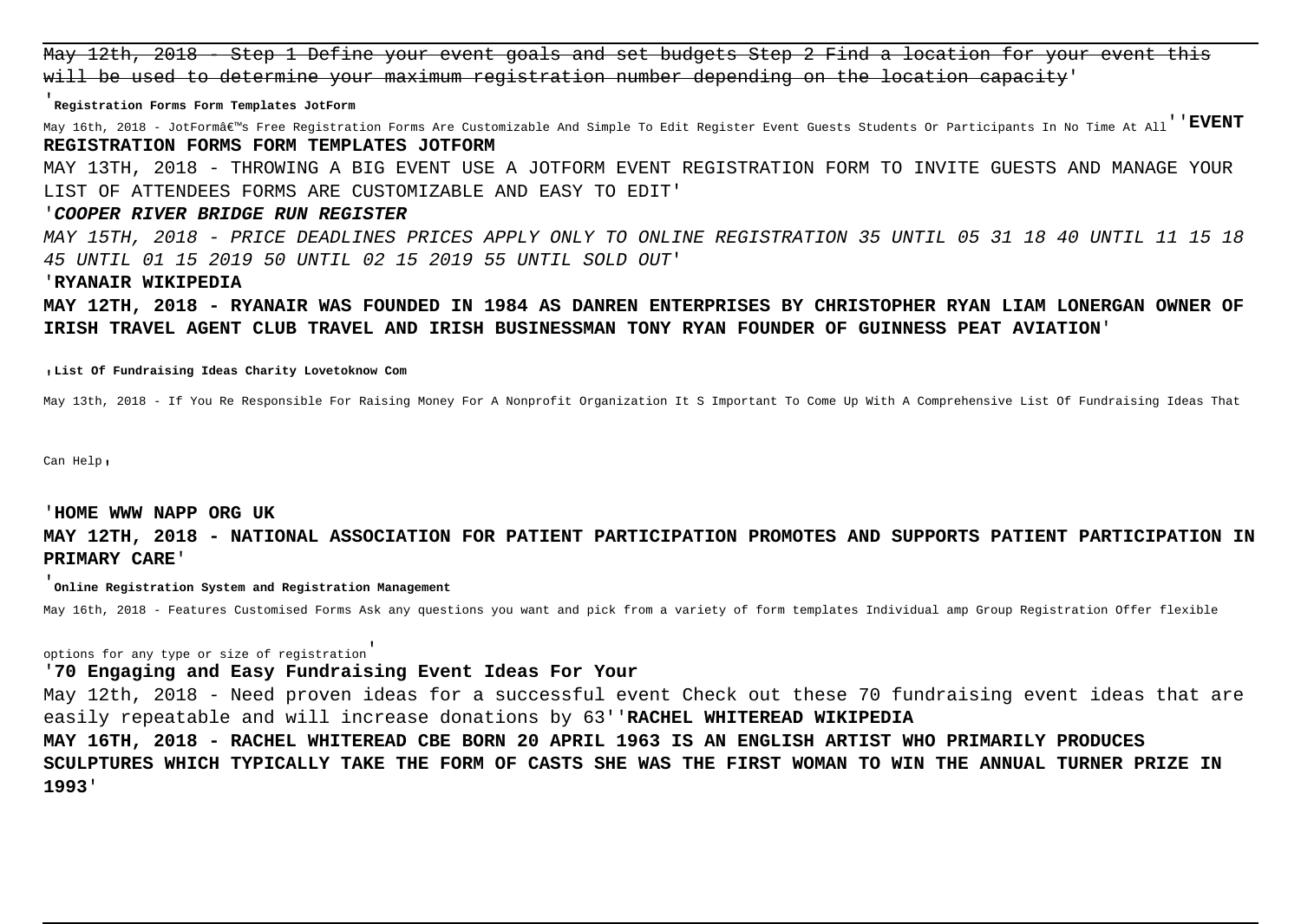May 12th, 2018 - Step 1 Define your event goals and set budgets Step 2 Find a location for your event this will be used to determine your maximum registration number depending on the location capacity'

'**Registration Forms Form Templates JotForm**

May 16th, 2018 - JotFormâ€™s Free Registration Forms Are Customizable And Simple To Edit Register Event Guests Students Or Participants In No Time At All''**EVENT REGISTRATION FORMS FORM TEMPLATES JOTFORM**

MAY 13TH, 2018 - THROWING A BIG EVENT USE A JOTFORM EVENT REGISTRATION FORM TO INVITE GUESTS AND MANAGE YOUR LIST OF ATTENDEES FORMS ARE CUSTOMIZABLE AND EASY TO EDIT'

'***COOPER RIVER BRIDGE RUN REGISTER***

*MAY 15TH, 2018 - PRICE DEADLINES PRICES APPLY ONLY TO ONLINE REGISTRATION 35 UNTIL 05 31 18 40 UNTIL 11 15 18 45 UNTIL 01 15 2019 50 UNTIL 02 15 2019 55 UNTIL SOLD OUT*'

'**RYANAIR WIKIPEDIA**

**MAY 12TH, 2018 - RYANAIR WAS FOUNDED IN 1984 AS DANREN ENTERPRISES BY CHRISTOPHER RYAN LIAM LONERGAN OWNER OF IRISH TRAVEL AGENT CLUB TRAVEL AND IRISH BUSINESSMAN TONY RYAN FOUNDER OF GUINNESS PEAT AVIATION**'

,**List Of Fundraising Ideas Charity Lovetoknow Com**

May 13th, 2018 - If You Re Responsible For Raising Money For A Nonprofit Organization It S Important To Come Up With A Comprehensive List Of Fundraising Ideas That Can Help,

'**HOME WWW NAPP ORG UK**

**MAY 12TH, 2018 - NATIONAL ASSOCIATION FOR PATIENT PARTICIPATION PROMOTES AND SUPPORTS PATIENT PARTICIPATION IN PRIMARY CARE**'

'**Online Registration System and Registration Management**

May 16th, 2018 - Features Customised Forms Ask any questions you want and pick from a variety of form templates Individual amp Group Registration Offer flexible options for any type or size of registration'

'**70 Engaging and Easy Fundraising Event Ideas For Your**

May 12th, 2018 - Need proven ideas for a successful event Check out these 70 fundraising event ideas that are easily repeatable and will increase donations by 63''**RACHEL WHITEREAD WIKIPEDIA**

**MAY 16TH, 2018 - RACHEL WHITEREAD CBE BORN 20 APRIL 1963 IS AN ENGLISH ARTIST WHO PRIMARILY PRODUCES SCULPTURES WHICH TYPICALLY TAKE THE FORM OF CASTS SHE WAS THE FIRST WOMAN TO WIN THE ANNUAL TURNER PRIZE IN 1993**'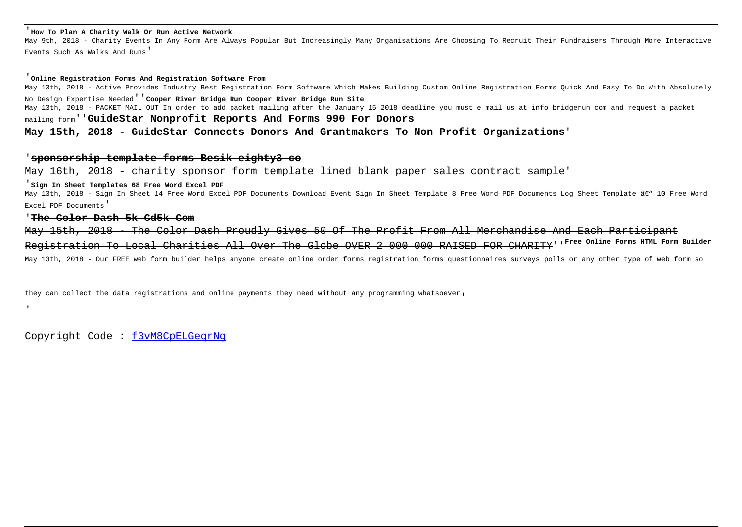'**How To Plan A Charity Walk Or Run Active Network**

May 9th, 2018 - Charity Events In Any Form Are Always Popular But Increasingly Many Organisations Are Choosing To Recruit Their Fundraisers Through More Interactive Events Such As Walks And Runs'

'**Online Registration Forms And Registration Software From**

May 13th, 2018 - Active Provides Industry Best Registration Form Software Which Makes Building Custom Online Registration Forms Quick And Easy To Do With Absolutely No Design Expertise Needed''**Cooper River Bridge Run Cooper River Bridge Run Site**

May 13th, 2018 - PACKET MAIL OUT In order to add packet mailing after the January 15 2018 deadline you must e mail us at info bridgerun com and request a packet mailing form''**GuideStar Nonprofit Reports And Forms 990 For Donors**

**May 15th, 2018 - GuideStar Connects Donors And Grantmakers To Non Profit Organizations**'

'**sponsorship template forms Besik eighty3 co**

May 16th, 2018 - charity sponsor form template lined blank paper sales contract sample'

'**Sign In Sheet Templates 68 Free Word Excel PDF**

May 13th, 2018 - Sign In Sheet 14 Free Word Excel PDF Documents Download Event Sign In Sheet Template 8 Free Word PDF Documents Log Sheet Template â€" 10 Free Word Excel PDF Documents'

'**The Color Dash 5k Cd5k Com**

May 15th, 2018 - The Color Dash Proudly Gives 50 Of The Profit From All Merchandise And Each Participant Registration To Local Charities All Over The Globe OVER 2 000 000 RAISED FOR CHARITY''**Free Online Forms HTML Form Builder**

May 13th, 2018 - Our FREE web form builder helps anyone create online order forms registration forms questionnaires surveys polls or any other type of web form so they can collect the data registrations and online payments they need without any programming whatsoever'

'

Copyright Code : f3vM8CpELGeqrNg